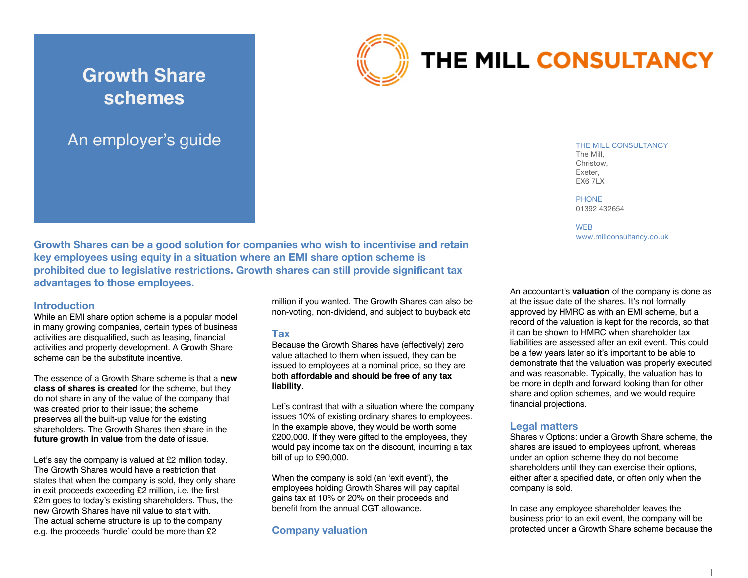# Growth Share schemes

## An employer's guide

THE MILL CONSULTANCY

THE MILL CONSULTANCY
The Mill,
Christow,
Exeter,
EX6 7LX

PHONE
01392 432654

WEB
www.millconsultancy.co.uk

**Growth Shares can be a good solution for companies who wish to incentivise and retain key employees using equity in a situation where an EMI share option scheme is prohibited due to legislative restrictions. Growth shares can still provide significant tax advantages to those employees.**

## Introduction

While an EMI share option scheme is a popular model in many growing companies, certain types of business activities are disqualified, such as leasing, financial activities and property development. A Growth Share scheme can be the substitute incentive.

The essence of a Growth Share scheme is that a **new class of shares is created** for the scheme, but they do not share in any of the value of the company that was created prior to their issue; the scheme preserves all the built-up value for the existing shareholders. The Growth Shares then share in the **future growth in value** from the date of issue.

Let's say the company is valued at £2 million today. The Growth Shares would have a restriction that states that when the company is sold, they only share in exit proceeds exceeding £2 million, i.e. the first £2m goes to today's existing shareholders. Thus, the new Growth Shares have nil value to start with. The actual scheme structure is up to the company e.g. the proceeds 'hurdle' could be more than £2 million if you wanted. The Growth Shares can also be non-voting, non-dividend, and subject to buyback etc

## Tax

Because the Growth Shares have (effectively) zero value attached to them when issued, they can be issued to employees at a nominal price, so they are both **affordable and should be free of any tax liability**.

Let's contrast that with a situation where the company issues 10% of existing ordinary shares to employees. In the example above, they would be worth some £200,000. If they were gifted to the employees, they would pay income tax on the discount, incurring a tax bill of up to £90,000.

When the company is sold (an 'exit event'), the employees holding Growth Shares will pay capital gains tax at 10% or 20% on their proceeds and benefit from the annual CGT allowance.

## Company valuation

An accountant's **valuation** of the company is done as at the issue date of the shares. It's not formally approved by HMRC as with an EMI scheme, but a record of the valuation is kept for the records, so that it can be shown to HMRC when shareholder tax liabilities are assessed after an exit event. This could be a few years later so it's important to be able to demonstrate that the valuation was properly executed and was reasonable. Typically, the valuation has to be more in depth and forward looking than for other share and option schemes, and we would require financial projections.

## Legal matters

Shares v Options: under a Growth Share scheme, the shares are issued to employees upfront, whereas under an option scheme they do not become shareholders until they can exercise their options, either after a specified date, or often only when the company is sold.

In case any employee shareholder leaves the business prior to an exit event, the company will be protected under a Growth Share scheme because the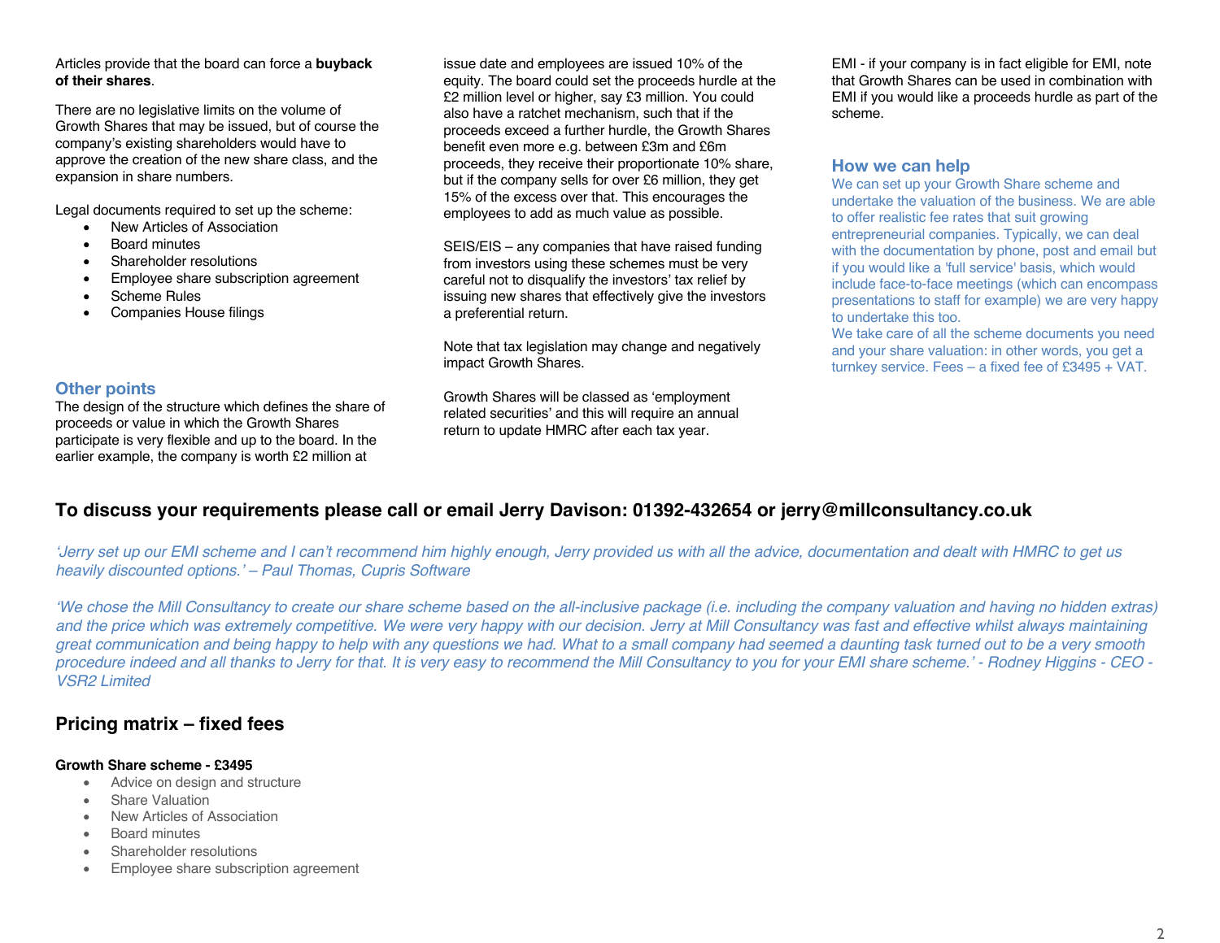Articles provide that the board can force a **buyback of their shares**.

There are no legislative limits on the volume of Growth Shares that may be issued, but of course the company's existing shareholders would have to approve the creation of the new share class, and the expansion in share numbers.

Legal documents required to set up the scheme:

- New Articles of Association
- Board minutes
- Shareholder resolutions
- Employee share subscription agreement
- Scheme Rules
- Companies House filings

## Other points

The design of the structure which defines the share of proceeds or value in which the Growth Shares participate is very flexible and up to the board. In the earlier example, the company is worth £2 million at issue date and employees are issued 10% of the equity. The board could set the proceeds hurdle at the £2 million level or higher, say £3 million. You could also have a ratchet mechanism, such that if the proceeds exceed a further hurdle, the Growth Shares benefit even more e.g. between £3m and £6m proceeds, they receive their proportionate 10% share, but if the company sells for over £6 million, they get 15% of the excess over that. This encourages the employees to add as much value as possible.

SEIS/EIS – any companies that have raised funding from investors using these schemes must be very careful not to disqualify the investors' tax relief by issuing new shares that effectively give the investors a preferential return.

Note that tax legislation may change and negatively impact Growth Shares.

Growth Shares will be classed as 'employment related securities' and this will require an annual return to update HMRC after each tax year.

EMI - if your company is in fact eligible for EMI, note that Growth Shares can be used in combination with EMI if you would like a proceeds hurdle as part of the scheme.

## How we can help

We can set up your Growth Share scheme and undertake the valuation of the business. We are able to offer realistic fee rates that suit growing entrepreneurial companies. Typically, we can deal with the documentation by phone, post and email but if you would like a 'full service' basis, which would include face-to-face meetings (which can encompass presentations to staff for example) we are very happy to undertake this too.
We take care of all the scheme documents you need and your share valuation: in other words, you get a turnkey service. Fees – a fixed fee of £3495 + VAT.

## To discuss your requirements please call or email Jerry Davison: 01392-432654 or jerry@millconsultancy.co.uk

*'Jerry set up our EMI scheme and I can't recommend him highly enough, Jerry provided us with all the advice, documentation and dealt with HMRC to get us heavily discounted options.' – Paul Thomas, Cupris Software*

*'We chose the Mill Consultancy to create our share scheme based on the all-inclusive package (i.e. including the company valuation and having no hidden extras) and the price which was extremely competitive. We were very happy with our decision. Jerry at Mill Consultancy was fast and effective whilst always maintaining great communication and being happy to help with any questions we had. What to a small company had seemed a daunting task turned out to be a very smooth procedure indeed and all thanks to Jerry for that. It is very easy to recommend the Mill Consultancy to you for your EMI share scheme.' - Rodney Higgins - CEO - VSR2 Limited*

## Pricing matrix – fixed fees

**Growth Share scheme - £3495**

- Advice on design and structure
- Share Valuation
- New Articles of Association
- Board minutes
- Shareholder resolutions
- Employee share subscription agreement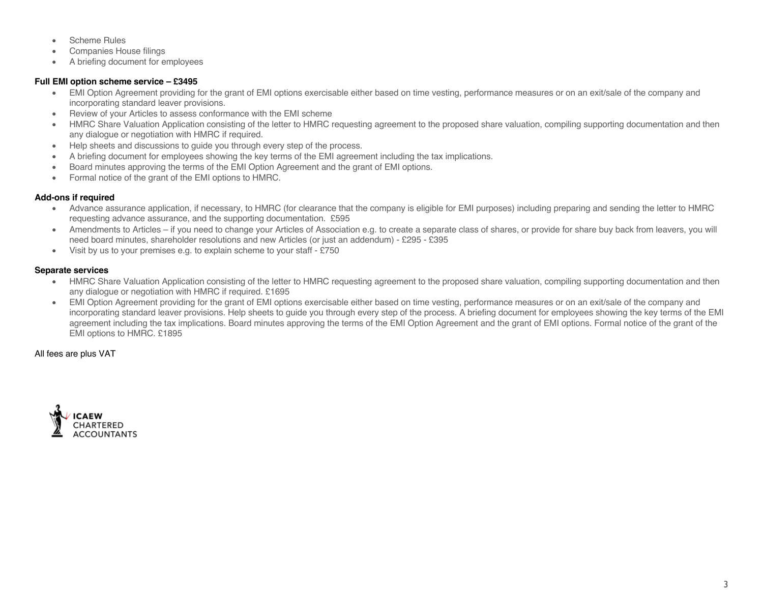- Scheme Rules
- Companies House filings
- A briefing document for employees

**Full EMI option scheme service – £3495**

- EMI Option Agreement providing for the grant of EMI options exercisable either based on time vesting, performance measures or on an exit/sale of the company and incorporating standard leaver provisions.
- Review of your Articles to assess conformance with the EMI scheme
- HMRC Share Valuation Application consisting of the letter to HMRC requesting agreement to the proposed share valuation, compiling supporting documentation and then any dialogue or negotiation with HMRC if required.
- Help sheets and discussions to guide you through every step of the process.
- A briefing document for employees showing the key terms of the EMI agreement including the tax implications.
- Board minutes approving the terms of the EMI Option Agreement and the grant of EMI options.
- Formal notice of the grant of the EMI options to HMRC.

**Add-ons if required**

- Advance assurance application, if necessary, to HMRC (for clearance that the company is eligible for EMI purposes) including preparing and sending the letter to HMRC requesting advance assurance, and the supporting documentation. £595
- Amendments to Articles – if you need to change your Articles of Association e.g. to create a separate class of shares, or provide for share buy back from leavers, you will need board minutes, shareholder resolutions and new Articles (or just an addendum) - £295 - £395
- Visit by us to your premises e.g. to explain scheme to your staff - £750

**Separate services**

- HMRC Share Valuation Application consisting of the letter to HMRC requesting agreement to the proposed share valuation, compiling supporting documentation and then any dialogue or negotiation with HMRC if required. £1695
- EMI Option Agreement providing for the grant of EMI options exercisable either based on time vesting, performance measures or on an exit/sale of the company and incorporating standard leaver provisions. Help sheets to guide you through every step of the process. A briefing document for employees showing the key terms of the EMI agreement including the tax implications. Board minutes approving the terms of the EMI Option Agreement and the grant of EMI options. Formal notice of the grant of the EMI options to HMRC. £1895

All fees are plus VAT

ICAEW CHARTERED ACCOUNTANTS